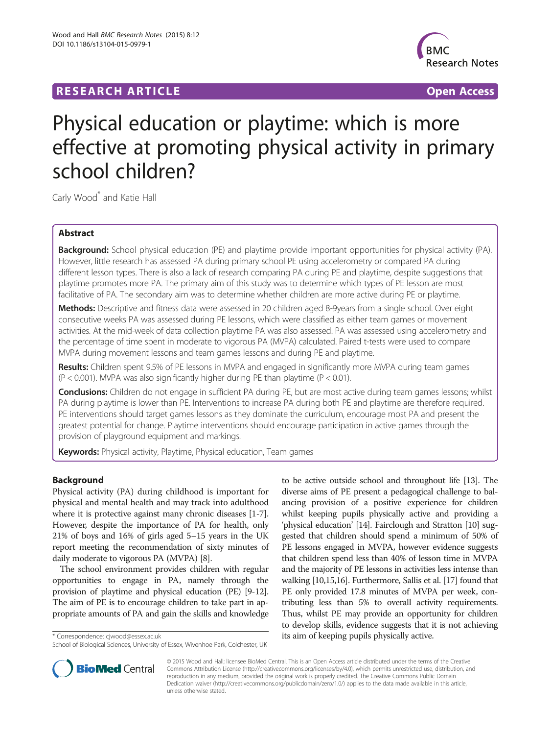**RESEARCH ARTICLE** **Open Access**

# Physical education or playtime: which is more effective at promoting physical activity in primary school children?

Carly Wood* and Katie Hall

## Abstract

**Background:** School physical education (PE) and playtime provide important opportunities for physical activity (PA). However, little research has assessed PA during primary school PE using accelerometry or compared PA during different lesson types. There is also a lack of research comparing PA during PE and playtime, despite suggestions that playtime promotes more PA. The primary aim of this study was to determine which types of PE lesson are most facilitative of PA. The secondary aim was to determine whether children are more active during PE or playtime.

**Methods:** Descriptive and fitness data were assessed in 20 children aged 8-9years from a single school. Over eight consecutive weeks PA was assessed during PE lessons, which were classified as either team games or movement activities. At the mid-week of data collection playtime PA was also assessed. PA was assessed using accelerometry and the percentage of time spent in moderate to vigorous PA (MVPA) calculated. Paired t-tests were used to compare MVPA during movement lessons and team games lessons and during PE and playtime.

**Results:** Children spent 9.5% of PE lessons in MVPA and engaged in significantly more MVPA during team games ($P < 0.001$). MVPA was also significantly higher during PE than playtime ($P < 0.01$).

**Conclusions:** Children do not engage in sufficient PA during PE, but are most active during team games lessons; whilst PA during playtime is lower than PE. Interventions to increase PA during both PE and playtime are therefore required. PE interventions should target games lessons as they dominate the curriculum, encourage most PA and present the greatest potential for change. Playtime interventions should encourage participation in active games through the provision of playground equipment and markings.

**Keywords:** Physical activity, Playtime, Physical education, Team games

## Background

Physical activity (PA) during childhood is important for physical and mental health and may track into adulthood where it is protective against many chronic diseases [1-7]. However, despite the importance of PA for health, only 21% of boys and 16% of girls aged 5–15 years in the UK report meeting the recommendation of sixty minutes of daily moderate to vigorous PA (MVPA) [8].

The school environment provides children with regular opportunities to engage in PA, namely through the provision of playtime and physical education (PE) [9-12]. The aim of PE is to encourage children to take part in appropriate amounts of PA and gain the skills and knowledge to be active outside school and throughout life [13]. The diverse aims of PE present a pedagogical challenge to balancing provision of a positive experience for children whilst keeping pupils physically active and providing a 'physical education' [14]. Fairclough and Stratton [10] suggested that children should spend a minimum of 50% of PE lessons engaged in MVPA, however evidence suggests that children spend less than 40% of lesson time in MVPA and the majority of PE lessons in activities less intense than walking [10,15,16]. Furthermore, Sallis et al. [17] found that PE only provided 17.8 minutes of MVPA per week, contributing less than 5% to overall activity requirements. Thus, whilst PE may provide an opportunity for children to develop skills, evidence suggests that it is not achieving its aim of keeping pupils physically active.

* Correspondence: cjwood@essex.ac.uk
School of Biological Sciences, University of Essex, Wivenhoe Park, Colchester, UK

© 2015 Wood and Hall; licensee BioMed Central. This is an Open Access article distributed under the terms of the Creative Commons Attribution License (http://creativecommons.org/licenses/by/4.0), which permits unrestricted use, distribution, and reproduction in any medium, provided the original work is properly credited. The Creative Commons Public Domain Dedication waiver (http://creativecommons.org/publicdomain/zero/1.0/) applies to the data made available in this article, unless otherwise stated.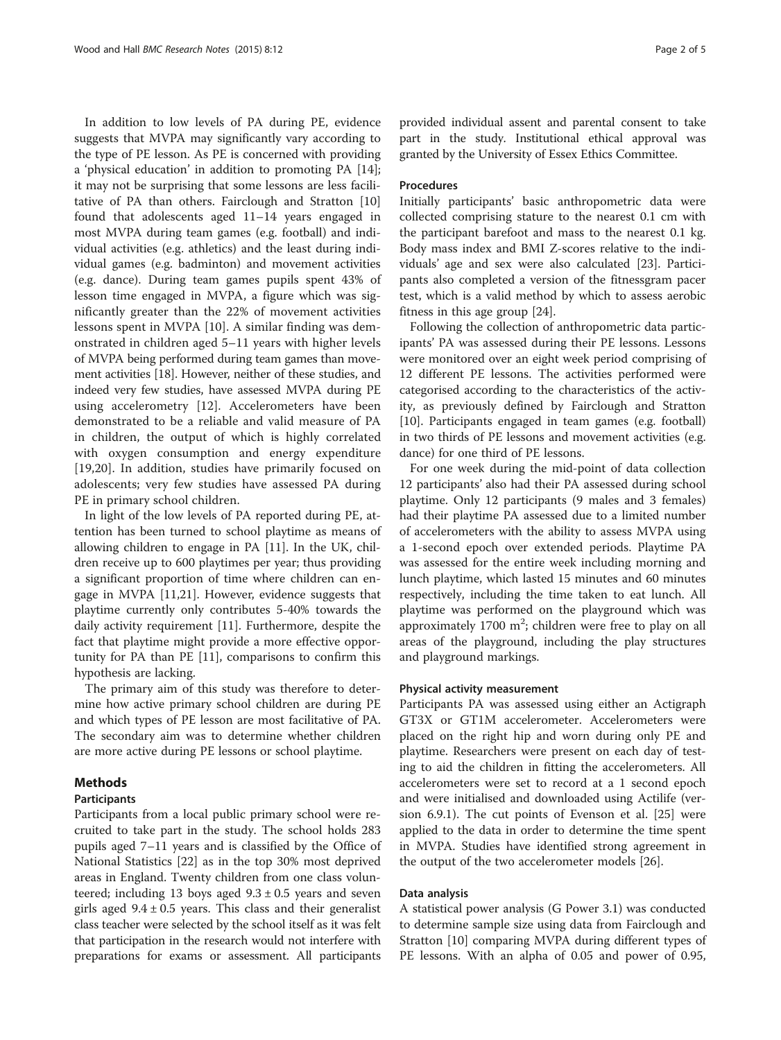In addition to low levels of PA during PE, evidence suggests that MVPA may significantly vary according to the type of PE lesson. As PE is concerned with providing a 'physical education' in addition to promoting PA [14]; it may not be surprising that some lessons are less facilitative of PA than others. Fairclough and Stratton [10] found that adolescents aged 11–14 years engaged in most MVPA during team games (e.g. football) and individual activities (e.g. athletics) and the least during individual games (e.g. badminton) and movement activities (e.g. dance). During team games pupils spent 43% of lesson time engaged in MVPA, a figure which was significantly greater than the 22% of movement activities lessons spent in MVPA [10]. A similar finding was demonstrated in children aged 5–11 years with higher levels of MVPA being performed during team games than movement activities [18]. However, neither of these studies, and indeed very few studies, have assessed MVPA during PE using accelerometry [12]. Accelerometers have been demonstrated to be a reliable and valid measure of PA in children, the output of which is highly correlated with oxygen consumption and energy expenditure [19,20]. In addition, studies have primarily focused on adolescents; very few studies have assessed PA during PE in primary school children.

In light of the low levels of PA reported during PE, attention has been turned to school playtime as means of allowing children to engage in PA [11]. In the UK, children receive up to 600 playtimes per year; thus providing a significant proportion of time where children can engage in MVPA [11,21]. However, evidence suggests that playtime currently only contributes 5-40% towards the daily activity requirement [11]. Furthermore, despite the fact that playtime might provide a more effective opportunity for PA than PE [11], comparisons to confirm this hypothesis are lacking.

The primary aim of this study was therefore to determine how active primary school children are during PE and which types of PE lesson are most facilitative of PA. The secondary aim was to determine whether children are more active during PE lessons or school playtime.

## Methods

### Participants

Participants from a local public primary school were recruited to take part in the study. The school holds 283 pupils aged 7–11 years and is classified by the Office of National Statistics [22] as in the top 30% most deprived areas in England. Twenty children from one class volunteered; including 13 boys aged $9.3 \pm 0.5$ years and seven girls aged $9.4 \pm 0.5$ years. This class and their generalist class teacher were selected by the school itself as it was felt that participation in the research would not interfere with preparations for exams or assessment. All participants provided individual assent and parental consent to take part in the study. Institutional ethical approval was granted by the University of Essex Ethics Committee.

### Procedures

Initially participants' basic anthropometric data were collected comprising stature to the nearest 0.1 cm with the participant barefoot and mass to the nearest 0.1 kg. Body mass index and BMI Z-scores relative to the individuals' age and sex were also calculated [23]. Participants also completed a version of the fitnessgram pacer test, which is a valid method by which to assess aerobic fitness in this age group [24].

Following the collection of anthropometric data participants' PA was assessed during their PE lessons. Lessons were monitored over an eight week period comprising of 12 different PE lessons. The activities performed were categorised according to the characteristics of the activity, as previously defined by Fairclough and Stratton [10]. Participants engaged in team games (e.g. football) in two thirds of PE lessons and movement activities (e.g. dance) for one third of PE lessons.

For one week during the mid-point of data collection 12 participants' also had their PA assessed during school playtime. Only 12 participants (9 males and 3 females) had their playtime PA assessed due to a limited number of accelerometers with the ability to assess MVPA using a 1-second epoch over extended periods. Playtime PA was assessed for the entire week including morning and lunch playtime, which lasted 15 minutes and 60 minutes respectively, including the time taken to eat lunch. All playtime was performed on the playground which was approximately 1700 $m^2$; children were free to play on all areas of the playground, including the play structures and playground markings.

### Physical activity measurement

Participants PA was assessed using either an Actigraph GT3X or GT1M accelerometer. Accelerometers were placed on the right hip and worn during only PE and playtime. Researchers were present on each day of testing to aid the children in fitting the accelerometers. All accelerometers were set to record at a 1 second epoch and were initialised and downloaded using Actilife (version 6.9.1). The cut points of Evenson et al. [25] were applied to the data in order to determine the time spent in MVPA. Studies have identified strong agreement in the output of the two accelerometer models [26].

### Data analysis

A statistical power analysis (G Power 3.1) was conducted to determine sample size using data from Fairclough and Stratton [10] comparing MVPA during different types of PE lessons. With an alpha of 0.05 and power of 0.95,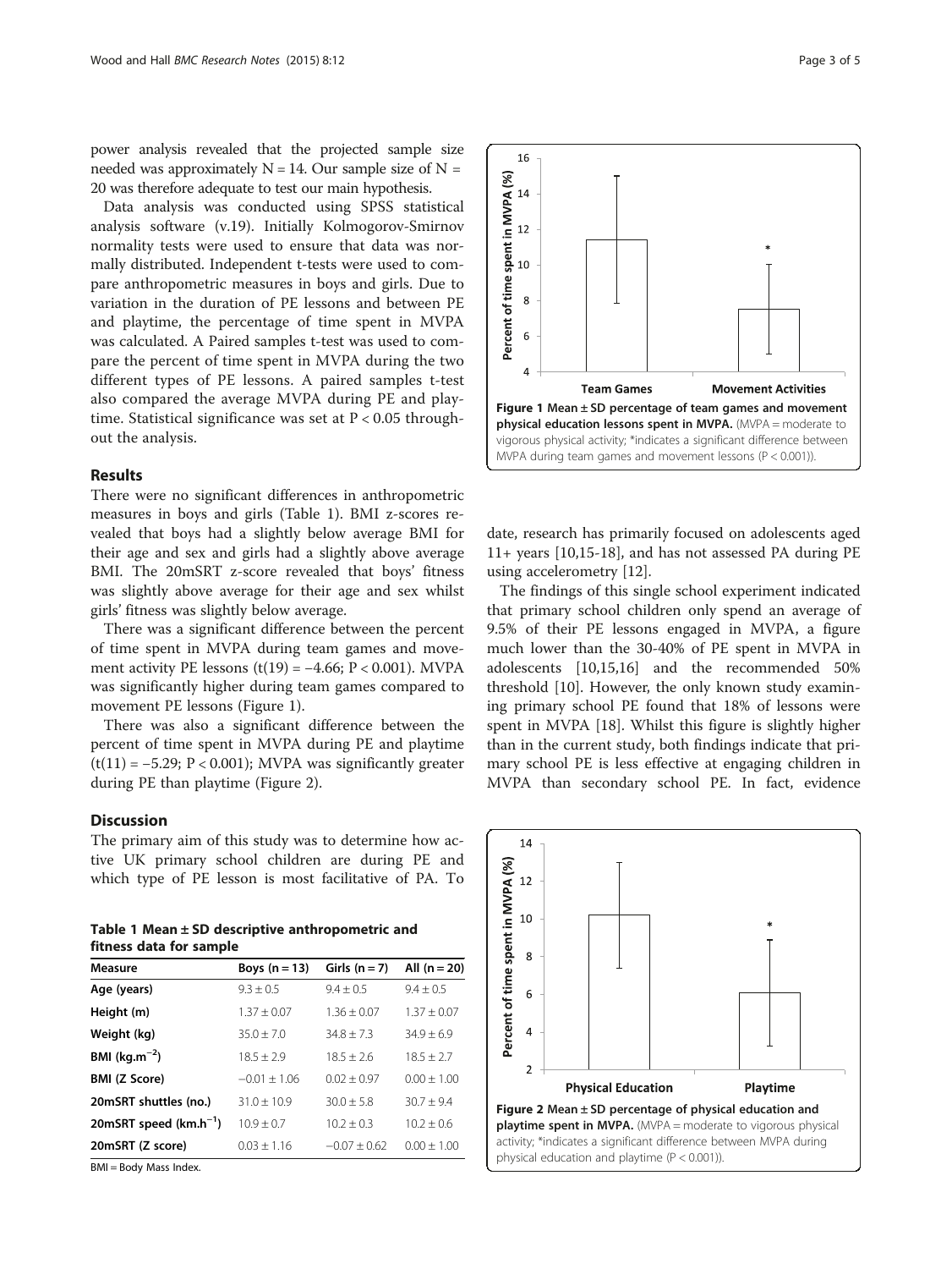power analysis revealed that the projected sample size needed was approximately N = 14. Our sample size of N = 20 was therefore adequate to test our main hypothesis.

Data analysis was conducted using SPSS statistical analysis software (v.19). Initially Kolmogorov-Smirnov normality tests were used to ensure that data was normally distributed. Independent t-tests were used to compare anthropometric measures in boys and girls. Due to variation in the duration of PE lessons and between PE and playtime, the percentage of time spent in MVPA was calculated. A Paired samples t-test was used to compare the percent of time spent in MVPA during the two different types of PE lessons. A paired samples t-test also compared the average MVPA during PE and playtime. Statistical significance was set at $P < 0.05$ throughout the analysis.

## Results

There were no significant differences in anthropometric measures in boys and girls (Table 1). BMI z-scores revealed that boys had a slightly below average BMI for their age and sex and girls had a slightly above average BMI. The 20mSRT z-score revealed that boys' fitness was slightly above average for their age and sex whilst girls' fitness was slightly below average.

There was a significant difference between the percent of time spent in MVPA during team games and movement activity PE lessons ($t(19) = -4.66$; $P < 0.001$). MVPA was significantly higher during team games compared to movement PE lessons (Figure 1).

There was also a significant difference between the percent of time spent in MVPA during PE and playtime ($t(11) = -5.29$; $P < 0.001$); MVPA was significantly greater during PE than playtime (Figure 2).

**Figure 1 Mean ± SD percentage of team games and movement physical education lessons spent in MVPA.** (MVPA = moderate to vigorous physical activity; *indicates a significant difference between MVPA during team games and movement lessons ($P < 0.001$)).

## Discussion

The primary aim of this study was to determine how active UK primary school children are during PE and which type of PE lesson is most facilitative of PA. To date, research has primarily focused on adolescents aged 11+ years [10,15-18], and has not assessed PA during PE using accelerometry [12].

The findings of this single school experiment indicated that primary school children only spend an average of 9.5% of their PE lessons engaged in MVPA, a figure much lower than the 30-40% of PE spent in MVPA in adolescents [10,15,16] and the recommended 50% threshold [10]. However, the only known study examining primary school PE found that 18% of lessons were spent in MVPA [18]. Whilst this figure is slightly higher than in the current study, both findings indicate that primary school PE is less effective at engaging children in MVPA than secondary school PE. In fact, evidence

**Table 1 Mean ± SD descriptive anthropometric and fitness data for sample**

| Measure | Boys (n = 13) | Girls (n = 7) | All (n = 20) |
|---|---|---|---|
| Age (years) | 9.3 ± 0.5 | 9.4 ± 0.5 | 9.4 ± 0.5 |
| Height (m) | 1.37 ± 0.07 | 1.36 ± 0.07 | 1.37 ± 0.07 |
| Weight (kg) | 35.0 ± 7.0 | 34.8 ± 7.3 | 34.9 ± 6.9 |
| BMI ($kg.m^{-2}$) | 18.5 ± 2.9 | 18.5 ± 2.6 | 18.5 ± 2.7 |
| BMI (Z Score) | −0.01 ± 1.06 | 0.02 ± 0.97 | 0.00 ± 1.00 |
| 20mSRT shuttles (no.) | 31.0 ± 10.9 | 30.0 ± 5.8 | 30.7 ± 9.4 |
| 20mSRT speed ($km.h^{-1}$) | 10.9 ± 0.7 | 10.2 ± 0.3 | 10.2 ± 0.6 |
| 20mSRT (Z score) | 0.03 ± 1.16 | −0.07 ± 0.62 | 0.00 ± 1.00 |

BMI = Body Mass Index.

**Figure 2 Mean ± SD percentage of physical education and playtime spent in MVPA.** (MVPA = moderate to vigorous physical activity; *indicates a significant difference between MVPA during physical education and playtime ($P < 0.001$)).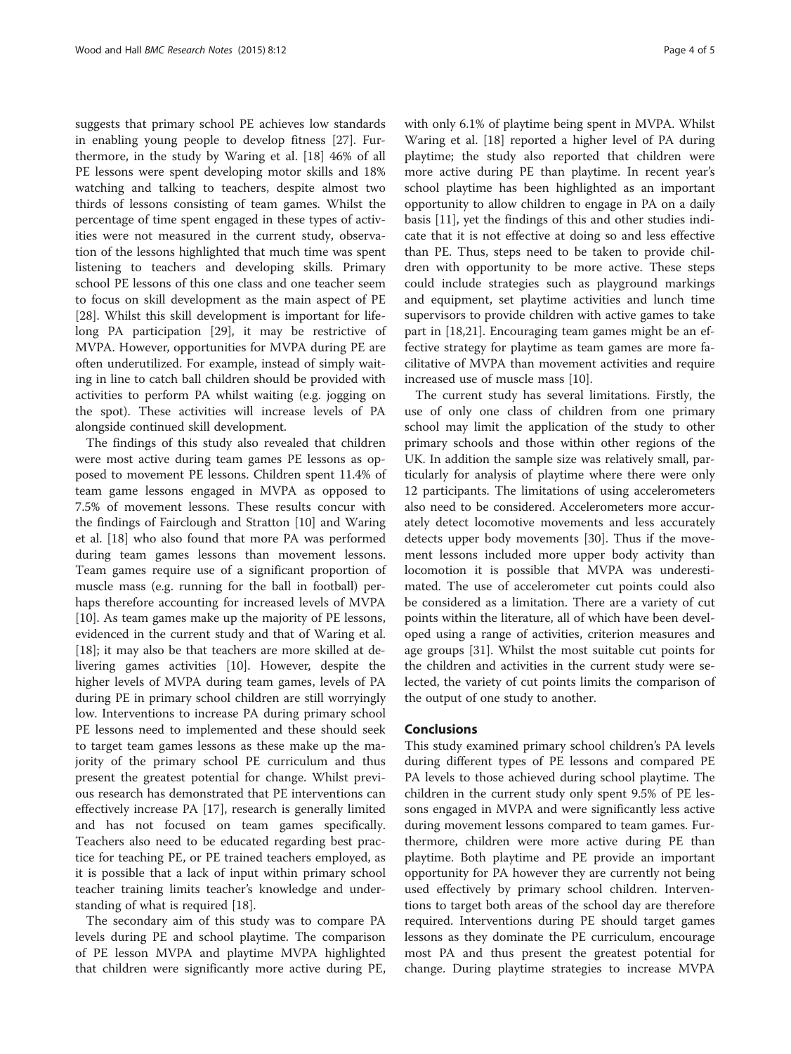suggests that primary school PE achieves low standards in enabling young people to develop fitness [27]. Furthermore, in the study by Waring et al. [18] 46% of all PE lessons were spent developing motor skills and 18% watching and talking to teachers, despite almost two thirds of lessons consisting of team games. Whilst the percentage of time spent engaged in these types of activities were not measured in the current study, observation of the lessons highlighted that much time was spent listening to teachers and developing skills. Primary school PE lessons of this one class and one teacher seem to focus on skill development as the main aspect of PE [28]. Whilst this skill development is important for lifelong PA participation [29], it may be restrictive of MVPA. However, opportunities for MVPA during PE are often underutilized. For example, instead of simply waiting in line to catch ball children should be provided with activities to perform PA whilst waiting (e.g. jogging on the spot). These activities will increase levels of PA alongside continued skill development.

The findings of this study also revealed that children were most active during team games PE lessons as opposed to movement PE lessons. Children spent 11.4% of team game lessons engaged in MVPA as opposed to 7.5% of movement lessons. These results concur with the findings of Fairclough and Stratton [10] and Waring et al. [18] who also found that more PA was performed during team games lessons than movement lessons. Team games require use of a significant proportion of muscle mass (e.g. running for the ball in football) perhaps therefore accounting for increased levels of MVPA [10]. As team games make up the majority of PE lessons, evidenced in the current study and that of Waring et al. [18]; it may also be that teachers are more skilled at delivering games activities [10]. However, despite the higher levels of MVPA during team games, levels of PA during PE in primary school children are still worryingly low. Interventions to increase PA during primary school PE lessons need to implemented and these should seek to target team games lessons as these make up the majority of the primary school PE curriculum and thus present the greatest potential for change. Whilst previous research has demonstrated that PE interventions can effectively increase PA [17], research is generally limited and has not focused on team games specifically. Teachers also need to be educated regarding best practice for teaching PE, or PE trained teachers employed, as it is possible that a lack of input within primary school teacher training limits teacher's knowledge and understanding of what is required [18].

The secondary aim of this study was to compare PA levels during PE and school playtime. The comparison of PE lesson MVPA and playtime MVPA highlighted that children were significantly more active during PE, with only 6.1% of playtime being spent in MVPA. Whilst Waring et al. [18] reported a higher level of PA during playtime; the study also reported that children were more active during PE than playtime. In recent year's school playtime has been highlighted as an important opportunity to allow children to engage in PA on a daily basis [11], yet the findings of this and other studies indicate that it is not effective at doing so and less effective than PE. Thus, steps need to be taken to provide children with opportunity to be more active. These steps could include strategies such as playground markings and equipment, set playtime activities and lunch time supervisors to provide children with active games to take part in [18,21]. Encouraging team games might be an effective strategy for playtime as team games are more facilitative of MVPA than movement activities and require increased use of muscle mass [10].

The current study has several limitations. Firstly, the use of only one class of children from one primary school may limit the application of the study to other primary schools and those within other regions of the UK. In addition the sample size was relatively small, particularly for analysis of playtime where there were only 12 participants. The limitations of using accelerometers also need to be considered. Accelerometers more accurately detect locomotive movements and less accurately detects upper body movements [30]. Thus if the movement lessons included more upper body activity than locomotion it is possible that MVPA was underestimated. The use of accelerometer cut points could also be considered as a limitation. There are a variety of cut points within the literature, all of which have been developed using a range of activities, criterion measures and age groups [31]. Whilst the most suitable cut points for the children and activities in the current study were selected, the variety of cut points limits the comparison of the output of one study to another.

## Conclusions

This study examined primary school children's PA levels during different types of PE lessons and compared PE PA levels to those achieved during school playtime. The children in the current study only spent 9.5% of PE lessons engaged in MVPA and were significantly less active during movement lessons compared to team games. Furthermore, children were more active during PE than playtime. Both playtime and PE provide an important opportunity for PA however they are currently not being used effectively by primary school children. Interventions to target both areas of the school day are therefore required. Interventions during PE should target games lessons as they dominate the PE curriculum, encourage most PA and thus present the greatest potential for change. During playtime strategies to increase MVPA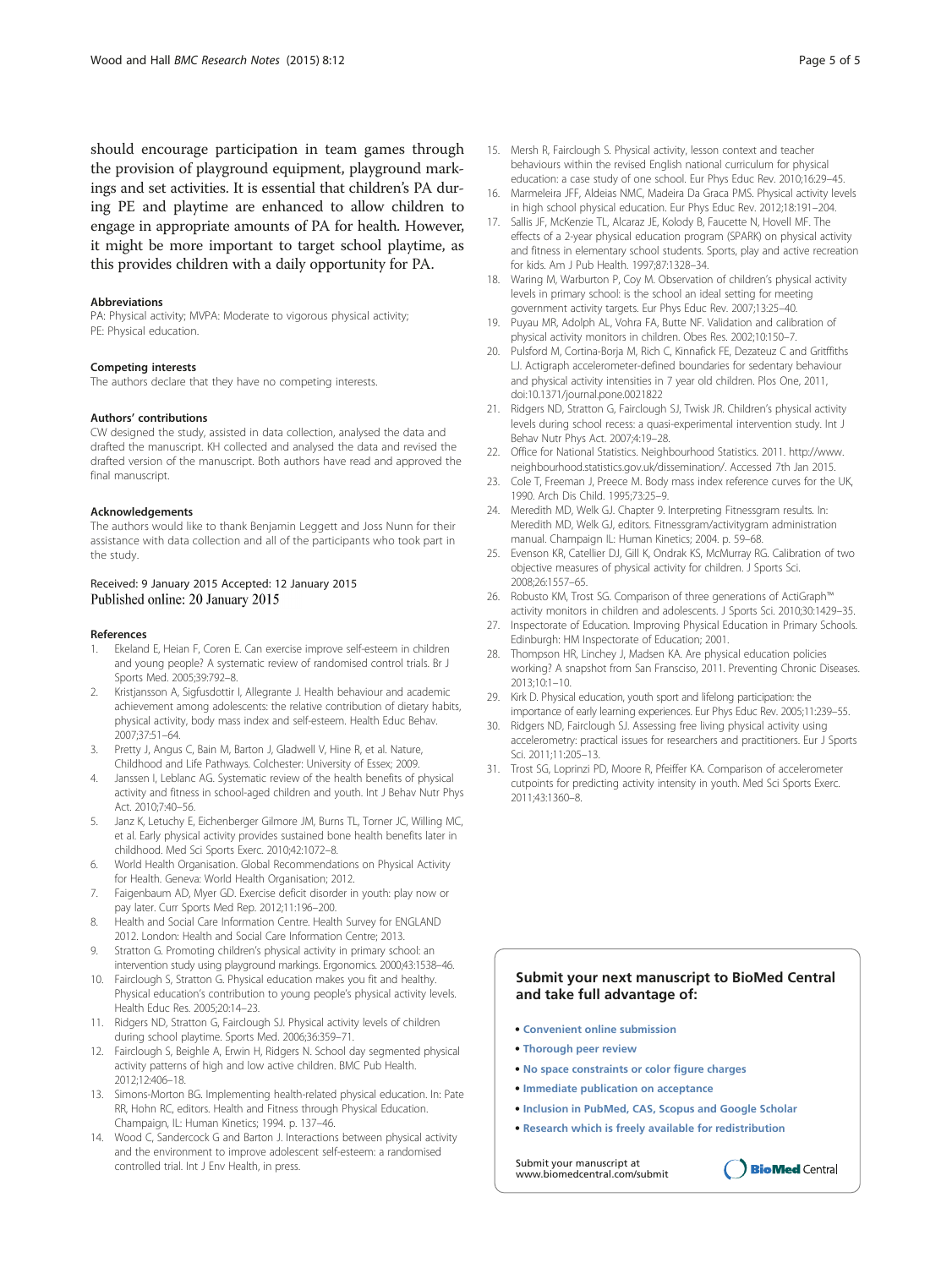should encourage participation in team games through the provision of playground equipment, playground markings and set activities. It is essential that children's PA during PE and playtime are enhanced to allow children to engage in appropriate amounts of PA for health. However, it might be more important to target school playtime, as this provides children with a daily opportunity for PA.

### Abbreviations

PA: Physical activity; MVPA: Moderate to vigorous physical activity; PE: Physical education.

### Competing interests

The authors declare that they have no competing interests.

### Authors' contributions

CW designed the study, assisted in data collection, analysed the data and drafted the manuscript. KH collected and analysed the data and revised the drafted version of the manuscript. Both authors have read and approved the final manuscript.

### Acknowledgements

The authors would like to thank Benjamin Leggett and Joss Nunn for their assistance with data collection and all of the participants who took part in the study.

Received: 9 January 2015 Accepted: 12 January 2015
Published online: 20 January 2015

### References

1. Ekeland E, Heian F, Coren E. Can exercise improve self-esteem in children and young people? A systematic review of randomised control trials. Br J Sports Med. 2005;39:792–8.
2. Kristjansson A, Sigfusdottir I, Allegrante J. Health behaviour and academic achievement among adolescents: the relative contribution of dietary habits, physical activity, body mass index and self-esteem. Health Educ Behav. 2007;37:51–64.
3. Pretty J, Angus C, Bain M, Barton J, Gladwell V, Hine R, et al. Nature, Childhood and Life Pathways. Colchester: University of Essex; 2009.
4. Janssen I, Leblanc AG. Systematic review of the health benefits of physical activity and fitness in school-aged children and youth. Int J Behav Nutr Phys Act. 2010;7:40–56.
5. Janz K, Letuchy E, Eichenberger Gilmore JM, Burns TL, Torner JC, Willing MC, et al. Early physical activity provides sustained bone health benefits later in childhood. Med Sci Sports Exerc. 2010;42:1072–8.
6. World Health Organisation. Global Recommendations on Physical Activity for Health. Geneva: World Health Organisation; 2012.
7. Faigenbaum AD, Myer GD. Exercise deficit disorder in youth: play now or pay later. Curr Sports Med Rep. 2012;11:196–200.
8. Health and Social Care Information Centre. Health Survey for ENGLAND 2012. London: Health and Social Care Information Centre; 2013.
9. Stratton G. Promoting children's physical activity in primary school: an intervention study using playground markings. Ergonomics. 2000;43:1538–46.
10. Fairclough S, Stratton G. Physical education makes you fit and healthy. Physical education's contribution to young people's physical activity levels. Health Educ Res. 2005;20:14–23.
11. Ridgers ND, Stratton G, Fairclough SJ. Physical activity levels of children during school playtime. Sports Med. 2006;36:359–71.
12. Fairclough S, Beighle A, Erwin H, Ridgers N. School day segmented physical activity patterns of high and low active children. BMC Pub Health. 2012;12:406–18.
13. Simons-Morton BG. Implementing health-related physical education. In: Pate RR, Hohn RC, editors. Health and Fitness through Physical Education. Champaign, IL: Human Kinetics; 1994. p. 137–46.
14. Wood C, Sandercock G and Barton J. Interactions between physical activity and the environment to improve adolescent self-esteem: a randomised controlled trial. Int J Env Health, in press.
15. Mersh R, Fairclough S. Physical activity, lesson context and teacher behaviours within the revised English national curriculum for physical education: a case study of one school. Eur Phys Educ Rev. 2010;16:29–45.
16. Marmeleira JFF, Aldeias NMC, Madeira Da Graca PMS. Physical activity levels in high school physical education. Eur Phys Educ Rev. 2012;18:191–204.
17. Sallis JF, McKenzie TL, Alcaraz JE, Kolody B, Faucette N, Hovell MF. The effects of a 2-year physical education program (SPARK) on physical activity and fitness in elementary school students. Sports, play and active recreation for kids. Am J Pub Health. 1997;87:1328–34.
18. Waring M, Warburton P, Coy M. Observation of children's physical activity levels in primary school: is the school an ideal setting for meeting government activity targets. Eur Phys Educ Rev. 2007;13:25–40.
19. Puyau MR, Adolph AL, Vohra FA, Butte NF. Validation and calibration of physical activity monitors in children. Obes Res. 2002;10:150–7.
20. Pulsford M, Cortina-Borja M, Rich C, Kinnafick FE, Dezateuz C and Gritffiths LJ. Actigraph accelerometer-defined boundaries for sedentary behaviour and physical activity intensities in 7 year old children. Plos One, 2011, doi:10.1371/journal.pone.0021822
21. Ridgers ND, Stratton G, Fairclough SJ, Twisk JR. Children's physical activity levels during school recess: a quasi-experimental intervention study. Int J Behav Nutr Phys Act. 2007;4:19–28.
22. Office for National Statistics. Neighbourhood Statistics. 2011. http://www.neighbourhood.statistics.gov.uk/dissemination/. Accessed 7th Jan 2015.
23. Cole T, Freeman J, Preece M. Body mass index reference curves for the UK, 1990. Arch Dis Child. 1995;73:25–9.
24. Meredith MD, Welk GJ. Chapter 9. Interpreting Fitnessgram results. In: Meredith MD, Welk GJ, editors. Fitnessgram/activitygram administration manual. Champaign IL: Human Kinetics; 2004. p. 59–68.
25. Evenson KR, Catellier DJ, Gill K, Ondrak KS, McMurray RG. Calibration of two objective measures of physical activity for children. J Sports Sci. 2008;26:1557–65.
26. Robusto KM, Trost SG. Comparison of three generations of ActiGraph™ activity monitors in children and adolescents. J Sports Sci. 2010;30:1429–35.
27. Inspectorate of Education. Improving Physical Education in Primary Schools. Edinburgh: HM Inspectorate of Education; 2001.
28. Thompson HR, Linchey J, Madsen KA. Are physical education policies working? A snapshot from San Fransciso, 2011. Preventing Chronic Diseases. 2013;10:1–10.
29. Kirk D. Physical education, youth sport and lifelong participation: the importance of early learning experiences. Eur Phys Educ Rev. 2005;11:239–55.
30. Ridgers ND, Fairclough SJ. Assessing free living physical activity using accelerometry: practical issues for researchers and practitioners. Eur J Sports Sci. 2011;11:205–13.
31. Trost SG, Loprinzi PD, Moore R, Pfeiffer KA. Comparison of accelerometer cutpoints for predicting activity intensity in youth. Med Sci Sports Exerc. 2011;43:1360–8.

**Submit your next manuscript to BioMed Central and take full advantage of:**

- Convenient online submission
- Thorough peer review
- No space constraints or color figure charges
- Immediate publication on acceptance
- Inclusion in PubMed, CAS, Scopus and Google Scholar
- Research which is freely available for redistribution

Submit your manuscript at
www.biomedcentral.com/submit

BioMed Central